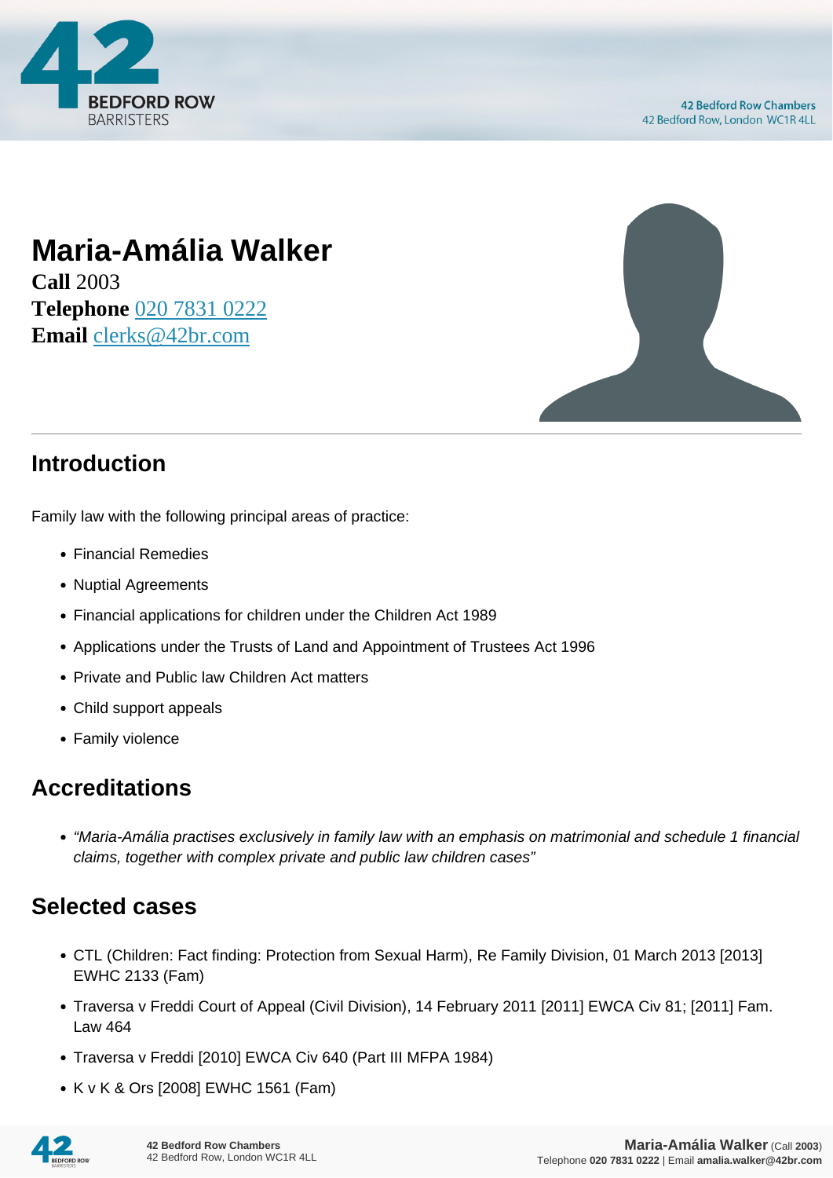# Maria-Amália Walker

**Call** 2003
**Telephone** 020 7831 0222
**Email** clerks@42br.com

## Introduction

Family law with the following principal areas of practice:

- Financial Remedies
- Nuptial Agreements
- Financial applications for children under the Children Act 1989
- Applications under the Trusts of Land and Appointment of Trustees Act 1996
- Private and Public law Children Act matters
- Child support appeals
- Family violence

## Accreditations

- *"Maria-Amália practises exclusively in family law with an emphasis on matrimonial and schedule 1 financial claims, together with complex private and public law children cases"*

## Selected cases

- CTL (Children: Fact finding: Protection from Sexual Harm), Re Family Division, 01 March 2013 [2013] EWHC 2133 (Fam)
- Traversa v Freddi Court of Appeal (Civil Division), 14 February 2011 [2011] EWCA Civ 81; [2011] Fam. Law 464
- Traversa v Freddi [2010] EWCA Civ 640 (Part III MFPA 1984)
- K v K & Ors [2008] EWHC 1561 (Fam)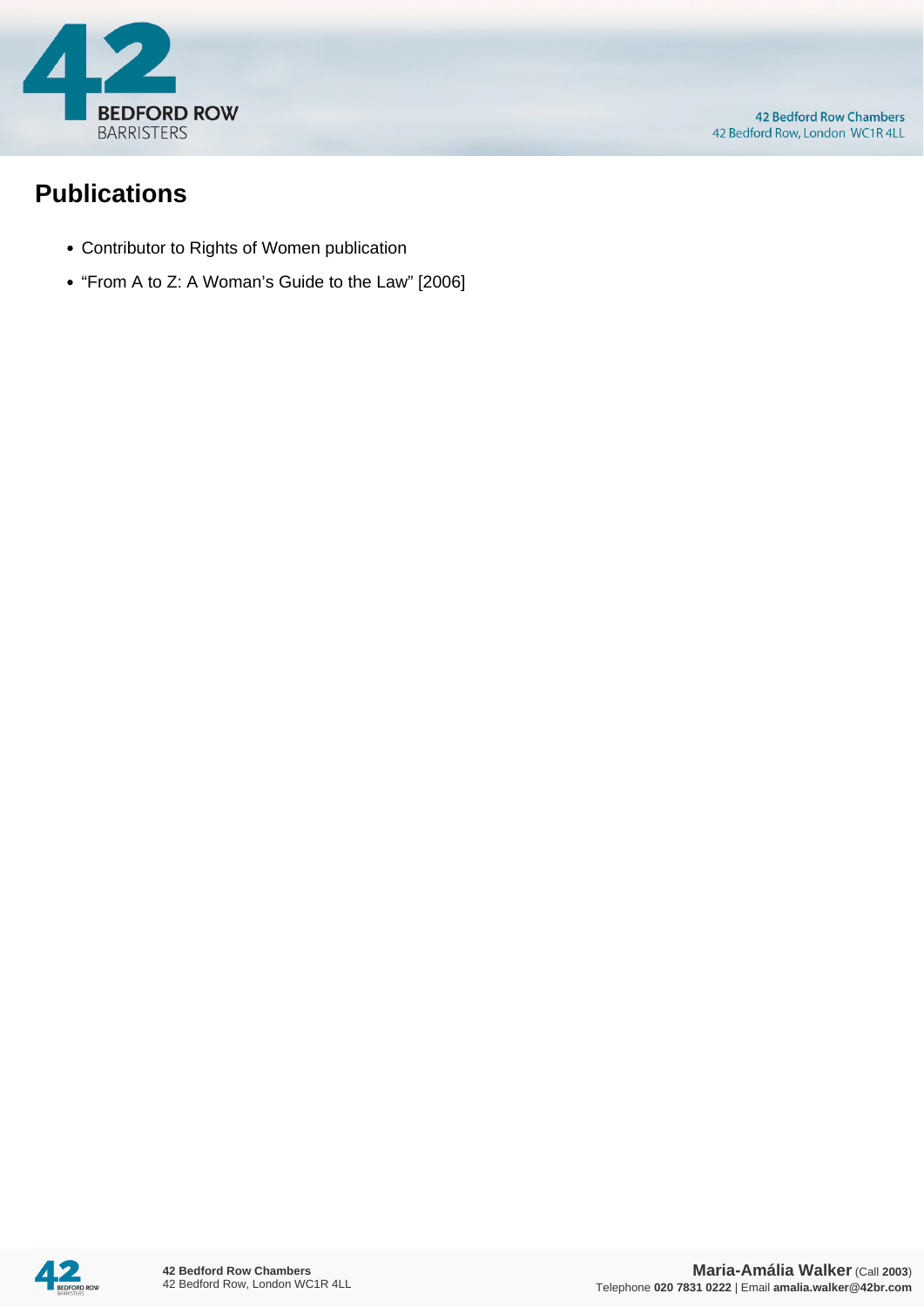## Publications

- Contributor to Rights of Women publication
- “From A to Z: A Woman’s Guide to the Law” [2006]